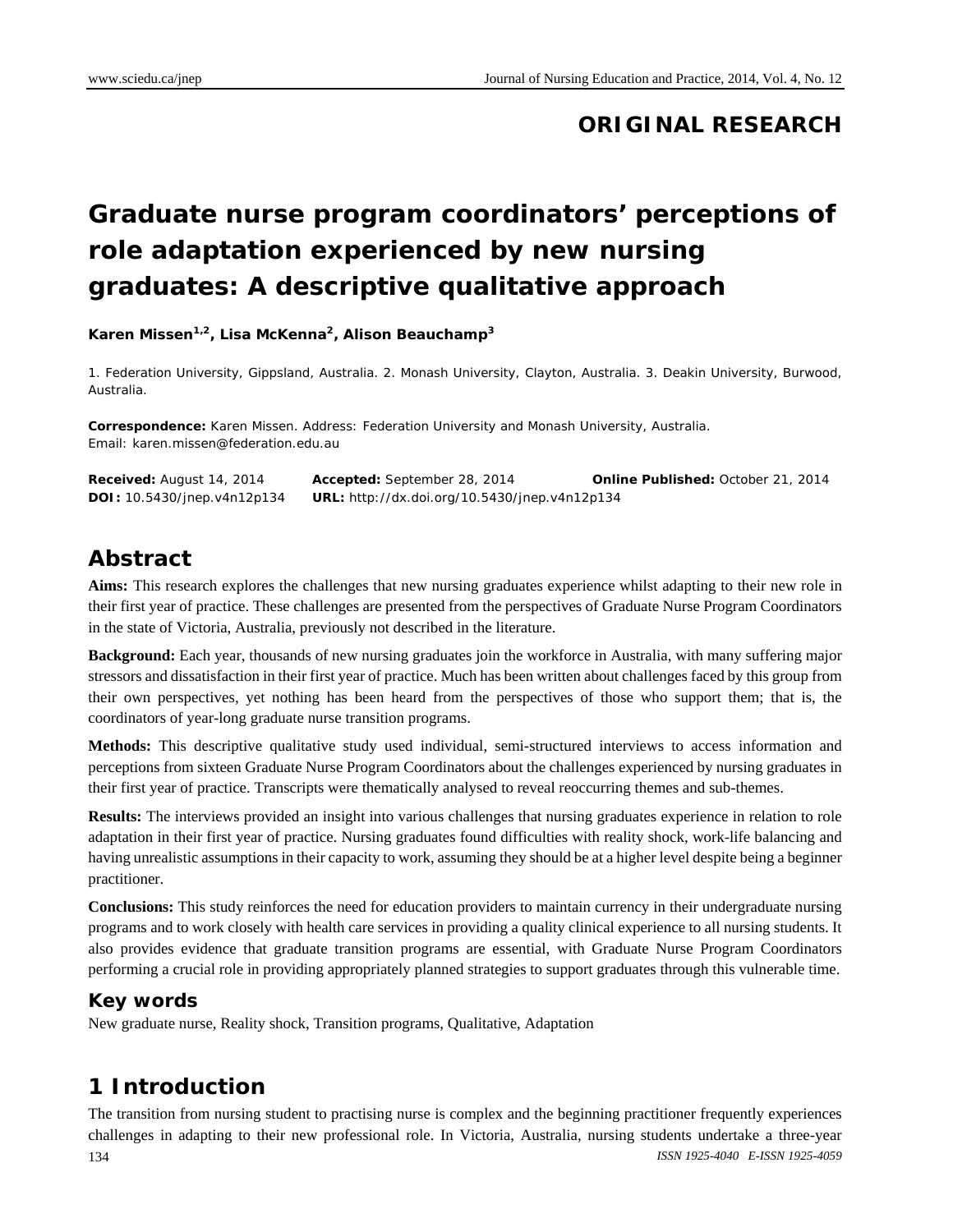ORIGINAL RESEARCH

# Graduate nurse program coordinators' perceptions of role adaptation experienced by new nursing graduates: A descriptive qualitative approach

**Karen Missen[1,2], Lisa McKenna[2], Alison Beauchamp[3]**

1. Federation University, Gippsland, Australia. 2. Monash University, Clayton, Australia. 3. Deakin University, Burwood, Australia.

**Correspondence:** Karen Missen. Address: Federation University and Monash University, Australia. Email: karen.missen@federation.edu.au

**Received:** August 14, 2014 **Accepted:** September 28, 2014 **Online Published:** October 21, 2014
**DOI:** 10.5430/jnep.v4n12p134 **URL:** http://dx.doi.org/10.5430/jnep.v4n12p134

## Abstract

**Aims:** This research explores the challenges that new nursing graduates experience whilst adapting to their new role in their first year of practice. These challenges are presented from the perspectives of Graduate Nurse Program Coordinators in the state of Victoria, Australia, previously not described in the literature.

**Background:** Each year, thousands of new nursing graduates join the workforce in Australia, with many suffering major stressors and dissatisfaction in their first year of practice. Much has been written about challenges faced by this group from their own perspectives, yet nothing has been heard from the perspectives of those who support them; that is, the coordinators of year-long graduate nurse transition programs.

**Methods:** This descriptive qualitative study used individual, semi-structured interviews to access information and perceptions from sixteen Graduate Nurse Program Coordinators about the challenges experienced by nursing graduates in their first year of practice. Transcripts were thematically analysed to reveal reoccurring themes and sub-themes.

**Results:** The interviews provided an insight into various challenges that nursing graduates experience in relation to role adaptation in their first year of practice. Nursing graduates found difficulties with reality shock, work-life balancing and having unrealistic assumptions in their capacity to work, assuming they should be at a higher level despite being a beginner practitioner.

**Conclusions:** This study reinforces the need for education providers to maintain currency in their undergraduate nursing programs and to work closely with health care services in providing a quality clinical experience to all nursing students. It also provides evidence that graduate transition programs are essential, with Graduate Nurse Program Coordinators performing a crucial role in providing appropriately planned strategies to support graduates through this vulnerable time.

### Key words

New graduate nurse, Reality shock, Transition programs, Qualitative, Adaptation

## 1 Introduction

The transition from nursing student to practising nurse is complex and the beginning practitioner frequently experiences challenges in adapting to their new professional role. In Victoria, Australia, nursing students undertake a three-year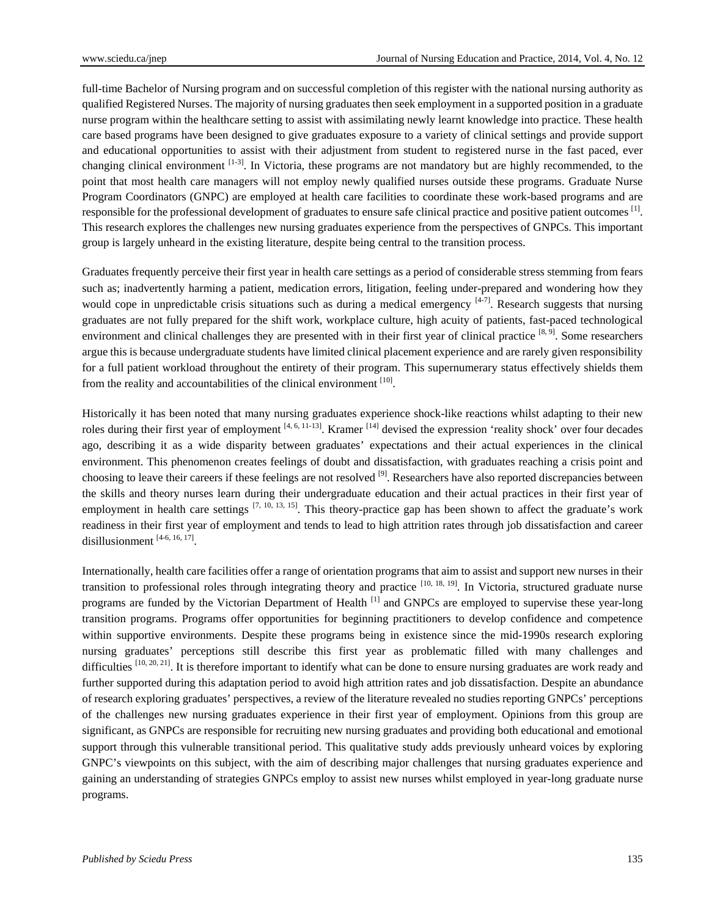full-time Bachelor of Nursing program and on successful completion of this register with the national nursing authority as qualified Registered Nurses. The majority of nursing graduates then seek employment in a supported position in a graduate nurse program within the healthcare setting to assist with assimilating newly learnt knowledge into practice. These health care based programs have been designed to give graduates exposure to a variety of clinical settings and provide support and educational opportunities to assist with their adjustment from student to registered nurse in the fast paced, ever changing clinical environment [1-3]. In Victoria, these programs are not mandatory but are highly recommended, to the point that most health care managers will not employ newly qualified nurses outside these programs. Graduate Nurse Program Coordinators (GNPC) are employed at health care facilities to coordinate these work-based programs and are responsible for the professional development of graduates to ensure safe clinical practice and positive patient outcomes [1]. This research explores the challenges new nursing graduates experience from the perspectives of GNPCs. This important group is largely unheard in the existing literature, despite being central to the transition process.

Graduates frequently perceive their first year in health care settings as a period of considerable stress stemming from fears such as; inadvertently harming a patient, medication errors, litigation, feeling under-prepared and wondering how they would cope in unpredictable crisis situations such as during a medical emergency [4-7]. Research suggests that nursing graduates are not fully prepared for the shift work, workplace culture, high acuity of patients, fast-paced technological environment and clinical challenges they are presented with in their first year of clinical practice [8, 9]. Some researchers argue this is because undergraduate students have limited clinical placement experience and are rarely given responsibility for a full patient workload throughout the entirety of their program. This supernumerary status effectively shields them from the reality and accountabilities of the clinical environment [10].

Historically it has been noted that many nursing graduates experience shock-like reactions whilst adapting to their new roles during their first year of employment [4, 6, 11-13]. Kramer [14] devised the expression 'reality shock' over four decades ago, describing it as a wide disparity between graduates' expectations and their actual experiences in the clinical environment. This phenomenon creates feelings of doubt and dissatisfaction, with graduates reaching a crisis point and choosing to leave their careers if these feelings are not resolved [9]. Researchers have also reported discrepancies between the skills and theory nurses learn during their undergraduate education and their actual practices in their first year of employment in health care settings [7, 10, 13, 15]. This theory-practice gap has been shown to affect the graduate's work readiness in their first year of employment and tends to lead to high attrition rates through job dissatisfaction and career disillusionment [4-6, 16, 17].

Internationally, health care facilities offer a range of orientation programs that aim to assist and support new nurses in their transition to professional roles through integrating theory and practice [10, 18, 19]. In Victoria, structured graduate nurse programs are funded by the Victorian Department of Health [1] and GNPCs are employed to supervise these year-long transition programs. Programs offer opportunities for beginning practitioners to develop confidence and competence within supportive environments. Despite these programs being in existence since the mid-1990s research exploring nursing graduates' perceptions still describe this first year as problematic filled with many challenges and difficulties [10, 20, 21]. It is therefore important to identify what can be done to ensure nursing graduates are work ready and further supported during this adaptation period to avoid high attrition rates and job dissatisfaction. Despite an abundance of research exploring graduates' perspectives, a review of the literature revealed no studies reporting GNPCs' perceptions of the challenges new nursing graduates experience in their first year of employment. Opinions from this group are significant, as GNPCs are responsible for recruiting new nursing graduates and providing both educational and emotional support through this vulnerable transitional period. This qualitative study adds previously unheard voices by exploring GNPC's viewpoints on this subject, with the aim of describing major challenges that nursing graduates experience and gaining an understanding of strategies GNPCs employ to assist new nurses whilst employed in year-long graduate nurse programs.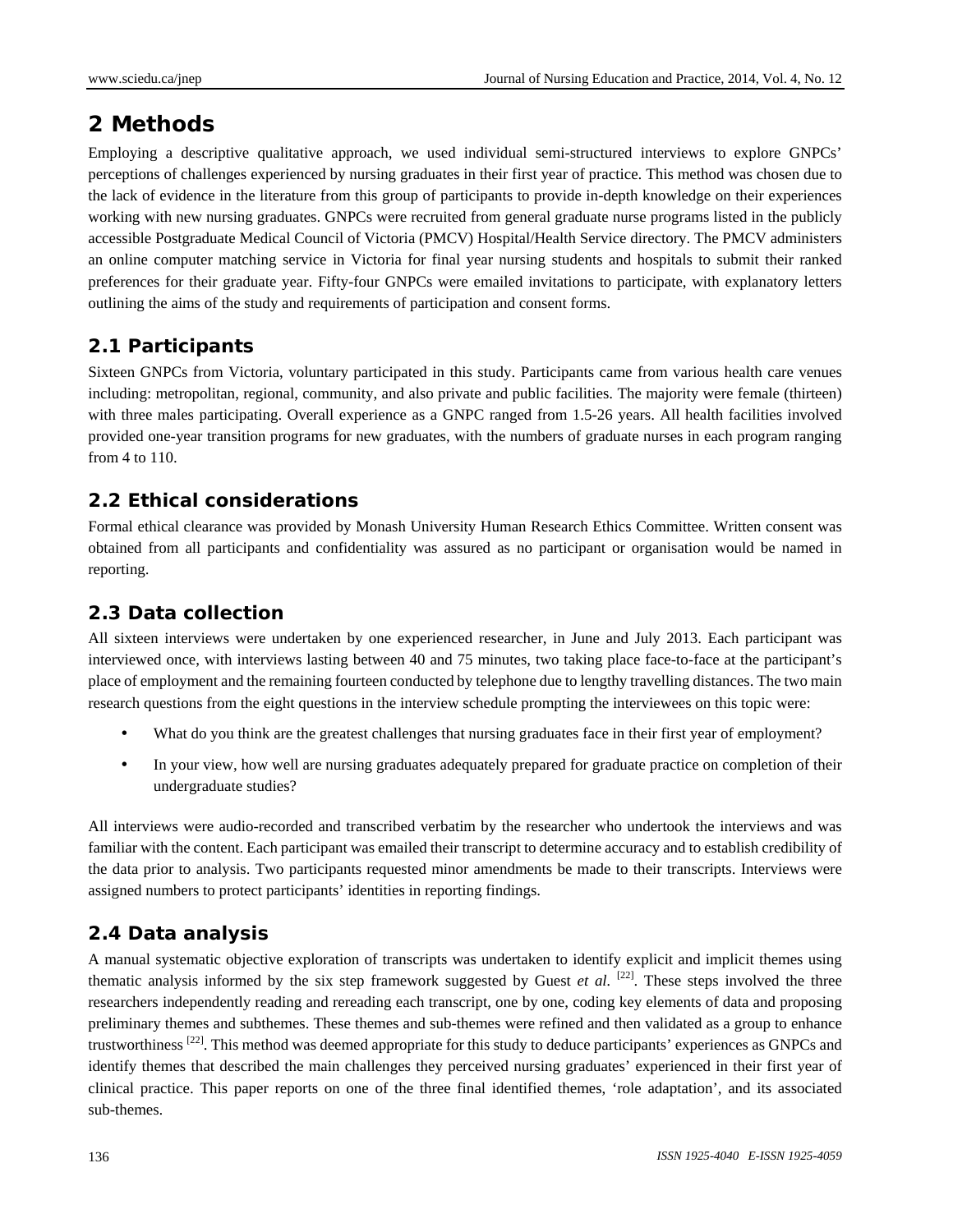# 2 Methods

Employing a descriptive qualitative approach, we used individual semi-structured interviews to explore GNPCs' perceptions of challenges experienced by nursing graduates in their first year of practice. This method was chosen due to the lack of evidence in the literature from this group of participants to provide in-depth knowledge on their experiences working with new nursing graduates. GNPCs were recruited from general graduate nurse programs listed in the publicly accessible Postgraduate Medical Council of Victoria (PMCV) Hospital/Health Service directory. The PMCV administers an online computer matching service in Victoria for final year nursing students and hospitals to submit their ranked preferences for their graduate year. Fifty-four GNPCs were emailed invitations to participate, with explanatory letters outlining the aims of the study and requirements of participation and consent forms.

## 2.1 Participants

Sixteen GNPCs from Victoria, voluntary participated in this study. Participants came from various health care venues including: metropolitan, regional, community, and also private and public facilities. The majority were female (thirteen) with three males participating. Overall experience as a GNPC ranged from 1.5-26 years. All health facilities involved provided one-year transition programs for new graduates, with the numbers of graduate nurses in each program ranging from 4 to 110.

## 2.2 Ethical considerations

Formal ethical clearance was provided by Monash University Human Research Ethics Committee. Written consent was obtained from all participants and confidentiality was assured as no participant or organisation would be named in reporting.

## 2.3 Data collection

All sixteen interviews were undertaken by one experienced researcher, in June and July 2013. Each participant was interviewed once, with interviews lasting between 40 and 75 minutes, two taking place face-to-face at the participant's place of employment and the remaining fourteen conducted by telephone due to lengthy travelling distances. The two main research questions from the eight questions in the interview schedule prompting the interviewees on this topic were:

- What do you think are the greatest challenges that nursing graduates face in their first year of employment?
- In your view, how well are nursing graduates adequately prepared for graduate practice on completion of their undergraduate studies?

All interviews were audio-recorded and transcribed verbatim by the researcher who undertook the interviews and was familiar with the content. Each participant was emailed their transcript to determine accuracy and to establish credibility of the data prior to analysis. Two participants requested minor amendments be made to their transcripts. Interviews were assigned numbers to protect participants' identities in reporting findings.

## 2.4 Data analysis

A manual systematic objective exploration of transcripts was undertaken to identify explicit and implicit themes using thematic analysis informed by the six step framework suggested by Guest *et al.* [22]. These steps involved the three researchers independently reading and rereading each transcript, one by one, coding key elements of data and proposing preliminary themes and subthemes. These themes and sub-themes were refined and then validated as a group to enhance trustworthiness [22]. This method was deemed appropriate for this study to deduce participants' experiences as GNPCs and identify themes that described the main challenges they perceived nursing graduates' experienced in their first year of clinical practice. This paper reports on one of the three final identified themes, 'role adaptation', and its associated sub-themes.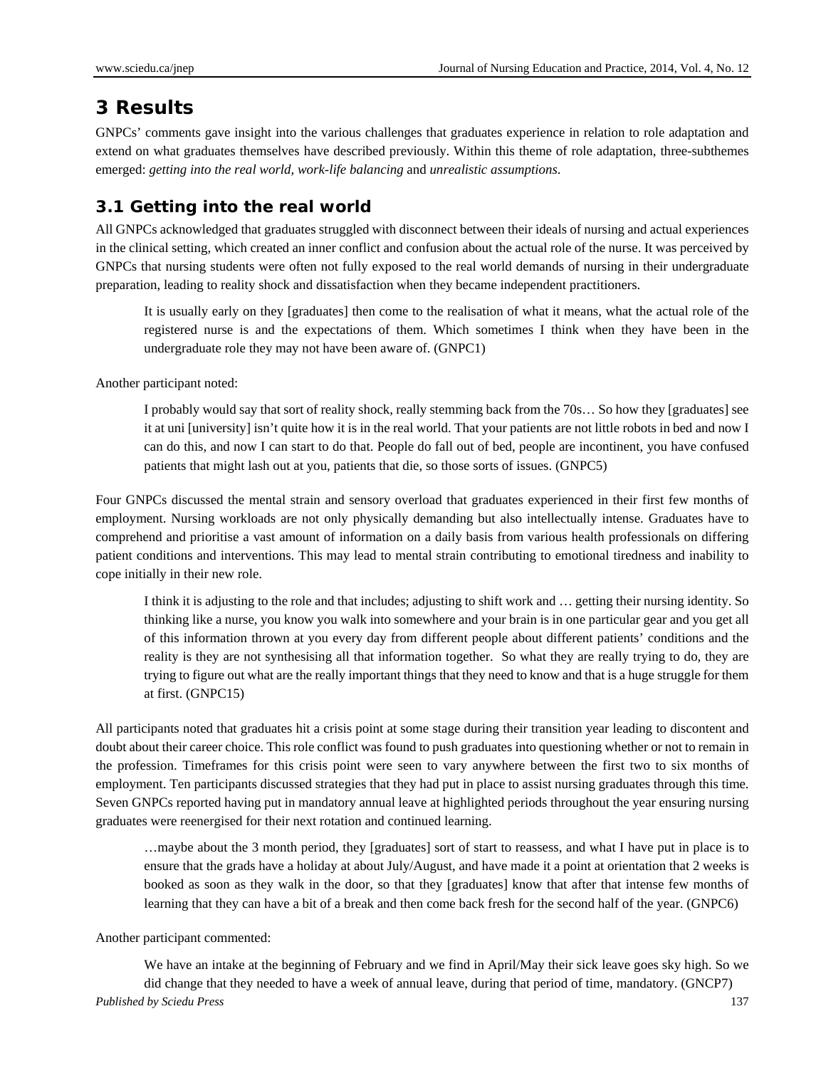# 3 Results

GNPCs' comments gave insight into the various challenges that graduates experience in relation to role adaptation and extend on what graduates themselves have described previously. Within this theme of role adaptation, three-subthemes emerged: *getting into the real world, work-life balancing* and *unrealistic assumptions*.

## 3.1 Getting into the real world

All GNPCs acknowledged that graduates struggled with disconnect between their ideals of nursing and actual experiences in the clinical setting, which created an inner conflict and confusion about the actual role of the nurse. It was perceived by GNPCs that nursing students were often not fully exposed to the real world demands of nursing in their undergraduate preparation, leading to reality shock and dissatisfaction when they became independent practitioners.

> It is usually early on they [graduates] then come to the realisation of what it means, what the actual role of the registered nurse is and the expectations of them. Which sometimes I think when they have been in the undergraduate role they may not have been aware of. (GNPC1)

Another participant noted:

> I probably would say that sort of reality shock, really stemming back from the 70s… So how they [graduates] see it at uni [university] isn't quite how it is in the real world. That your patients are not little robots in bed and now I can do this, and now I can start to do that. People do fall out of bed, people are incontinent, you have confused patients that might lash out at you, patients that die, so those sorts of issues. (GNPC5)

Four GNPCs discussed the mental strain and sensory overload that graduates experienced in their first few months of employment. Nursing workloads are not only physically demanding but also intellectually intense. Graduates have to comprehend and prioritise a vast amount of information on a daily basis from various health professionals on differing patient conditions and interventions. This may lead to mental strain contributing to emotional tiredness and inability to cope initially in their new role.

> I think it is adjusting to the role and that includes; adjusting to shift work and … getting their nursing identity. So thinking like a nurse, you know you walk into somewhere and your brain is in one particular gear and you get all of this information thrown at you every day from different people about different patients' conditions and the reality is they are not synthesising all that information together. So what they are really trying to do, they are trying to figure out what are the really important things that they need to know and that is a huge struggle for them at first. (GNPC15)

All participants noted that graduates hit a crisis point at some stage during their transition year leading to discontent and doubt about their career choice. This role conflict was found to push graduates into questioning whether or not to remain in the profession. Timeframes for this crisis point were seen to vary anywhere between the first two to six months of employment. Ten participants discussed strategies that they had put in place to assist nursing graduates through this time. Seven GNPCs reported having put in mandatory annual leave at highlighted periods throughout the year ensuring nursing graduates were reenergised for their next rotation and continued learning.

> …maybe about the 3 month period, they [graduates] sort of start to reassess, and what I have put in place is to ensure that the grads have a holiday at about July/August, and have made it a point at orientation that 2 weeks is booked as soon as they walk in the door, so that they [graduates] know that after that intense few months of learning that they can have a bit of a break and then come back fresh for the second half of the year. (GNPC6)

Another participant commented:

> We have an intake at the beginning of February and we find in April/May their sick leave goes sky high. So we did change that they needed to have a week of annual leave, during that period of time, mandatory. (GNCP7)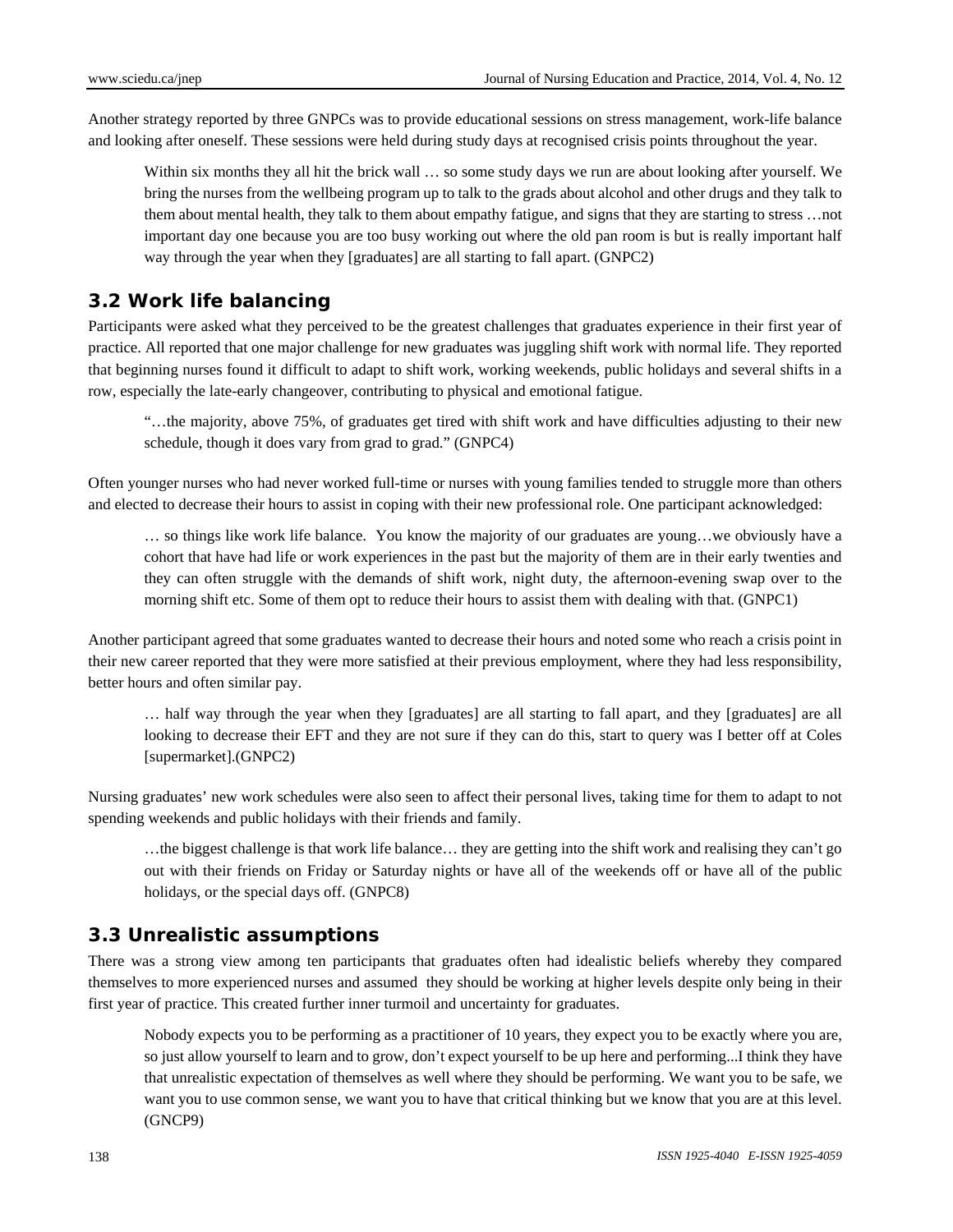Another strategy reported by three GNPCs was to provide educational sessions on stress management, work-life balance and looking after oneself. These sessions were held during study days at recognised crisis points throughout the year.

> Within six months they all hit the brick wall … so some study days we run are about looking after yourself. We bring the nurses from the wellbeing program up to talk to the grads about alcohol and other drugs and they talk to them about mental health, they talk to them about empathy fatigue, and signs that they are starting to stress …not important day one because you are too busy working out where the old pan room is but is really important half way through the year when they [graduates] are all starting to fall apart. (GNPC2)

## 3.2 Work life balancing

Participants were asked what they perceived to be the greatest challenges that graduates experience in their first year of practice. All reported that one major challenge for new graduates was juggling shift work with normal life. They reported that beginning nurses found it difficult to adapt to shift work, working weekends, public holidays and several shifts in a row, especially the late-early changeover, contributing to physical and emotional fatigue.

> "…the majority, above 75%, of graduates get tired with shift work and have difficulties adjusting to their new schedule, though it does vary from grad to grad." (GNPC4)

Often younger nurses who had never worked full-time or nurses with young families tended to struggle more than others and elected to decrease their hours to assist in coping with their new professional role. One participant acknowledged:

> … so things like work life balance. You know the majority of our graduates are young…we obviously have a cohort that have had life or work experiences in the past but the majority of them are in their early twenties and they can often struggle with the demands of shift work, night duty, the afternoon-evening swap over to the morning shift etc. Some of them opt to reduce their hours to assist them with dealing with that. (GNPC1)

Another participant agreed that some graduates wanted to decrease their hours and noted some who reach a crisis point in their new career reported that they were more satisfied at their previous employment, where they had less responsibility, better hours and often similar pay.

> … half way through the year when they [graduates] are all starting to fall apart, and they [graduates] are all looking to decrease their EFT and they are not sure if they can do this, start to query was I better off at Coles [supermarket].(GNPC2)

Nursing graduates' new work schedules were also seen to affect their personal lives, taking time for them to adapt to not spending weekends and public holidays with their friends and family.

> …the biggest challenge is that work life balance… they are getting into the shift work and realising they can't go out with their friends on Friday or Saturday nights or have all of the weekends off or have all of the public holidays, or the special days off. (GNPC8)

## 3.3 Unrealistic assumptions

There was a strong view among ten participants that graduates often had idealistic beliefs whereby they compared themselves to more experienced nurses and assumed they should be working at higher levels despite only being in their first year of practice. This created further inner turmoil and uncertainty for graduates.

> Nobody expects you to be performing as a practitioner of 10 years, they expect you to be exactly where you are, so just allow yourself to learn and to grow, don't expect yourself to be up here and performing...I think they have that unrealistic expectation of themselves as well where they should be performing. We want you to be safe, we want you to use common sense, we want you to have that critical thinking but we know that you are at this level. (GNCP9)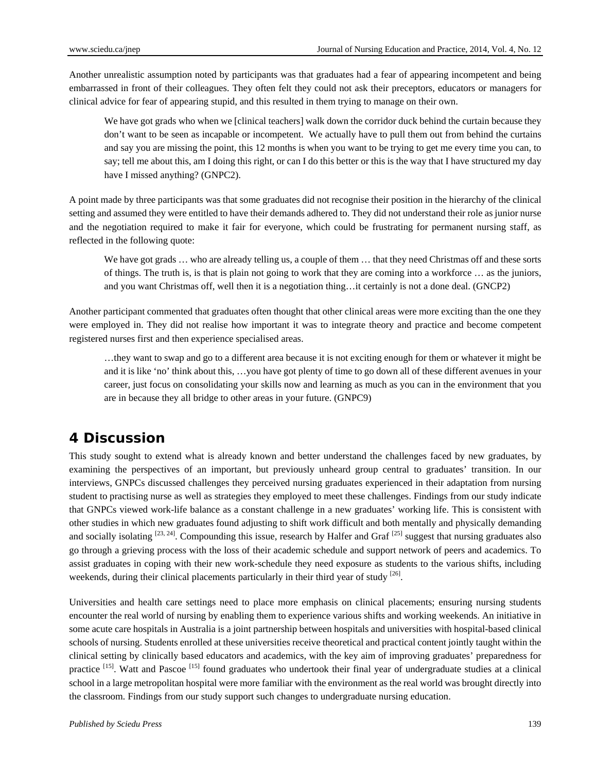Another unrealistic assumption noted by participants was that graduates had a fear of appearing incompetent and being embarrassed in front of their colleagues. They often felt they could not ask their preceptors, educators or managers for clinical advice for fear of appearing stupid, and this resulted in them trying to manage on their own.

> We have got grads who when we [clinical teachers] walk down the corridor duck behind the curtain because they don't want to be seen as incapable or incompetent. We actually have to pull them out from behind the curtains and say you are missing the point, this 12 months is when you want to be trying to get me every time you can, to say; tell me about this, am I doing this right, or can I do this better or this is the way that I have structured my day have I missed anything? (GNPC2).

A point made by three participants was that some graduates did not recognise their position in the hierarchy of the clinical setting and assumed they were entitled to have their demands adhered to. They did not understand their role as junior nurse and the negotiation required to make it fair for everyone, which could be frustrating for permanent nursing staff, as reflected in the following quote:

> We have got grads … who are already telling us, a couple of them … that they need Christmas off and these sorts of things. The truth is, is that is plain not going to work that they are coming into a workforce … as the juniors, and you want Christmas off, well then it is a negotiation thing…it certainly is not a done deal. (GNCP2)

Another participant commented that graduates often thought that other clinical areas were more exciting than the one they were employed in. They did not realise how important it was to integrate theory and practice and become competent registered nurses first and then experience specialised areas.

> …they want to swap and go to a different area because it is not exciting enough for them or whatever it might be and it is like 'no' think about this, …you have got plenty of time to go down all of these different avenues in your career, just focus on consolidating your skills now and learning as much as you can in the environment that you are in because they all bridge to other areas in your future. (GNPC9)

# 4 Discussion

This study sought to extend what is already known and better understand the challenges faced by new graduates, by examining the perspectives of an important, but previously unheard group central to graduates' transition. In our interviews, GNPCs discussed challenges they perceived nursing graduates experienced in their adaptation from nursing student to practising nurse as well as strategies they employed to meet these challenges. Findings from our study indicate that GNPCs viewed work-life balance as a constant challenge in a new graduates' working life. This is consistent with other studies in which new graduates found adjusting to shift work difficult and both mentally and physically demanding and socially isolating [23, 24]. Compounding this issue, research by Halfer and Graf [25] suggest that nursing graduates also go through a grieving process with the loss of their academic schedule and support network of peers and academics. To assist graduates in coping with their new work-schedule they need exposure as students to the various shifts, including weekends, during their clinical placements particularly in their third year of study [26].

Universities and health care settings need to place more emphasis on clinical placements; ensuring nursing students encounter the real world of nursing by enabling them to experience various shifts and working weekends. An initiative in some acute care hospitals in Australia is a joint partnership between hospitals and universities with hospital-based clinical schools of nursing. Students enrolled at these universities receive theoretical and practical content jointly taught within the clinical setting by clinically based educators and academics, with the key aim of improving graduates' preparedness for practice [15]. Watt and Pascoe [15] found graduates who undertook their final year of undergraduate studies at a clinical school in a large metropolitan hospital were more familiar with the environment as the real world was brought directly into the classroom. Findings from our study support such changes to undergraduate nursing education.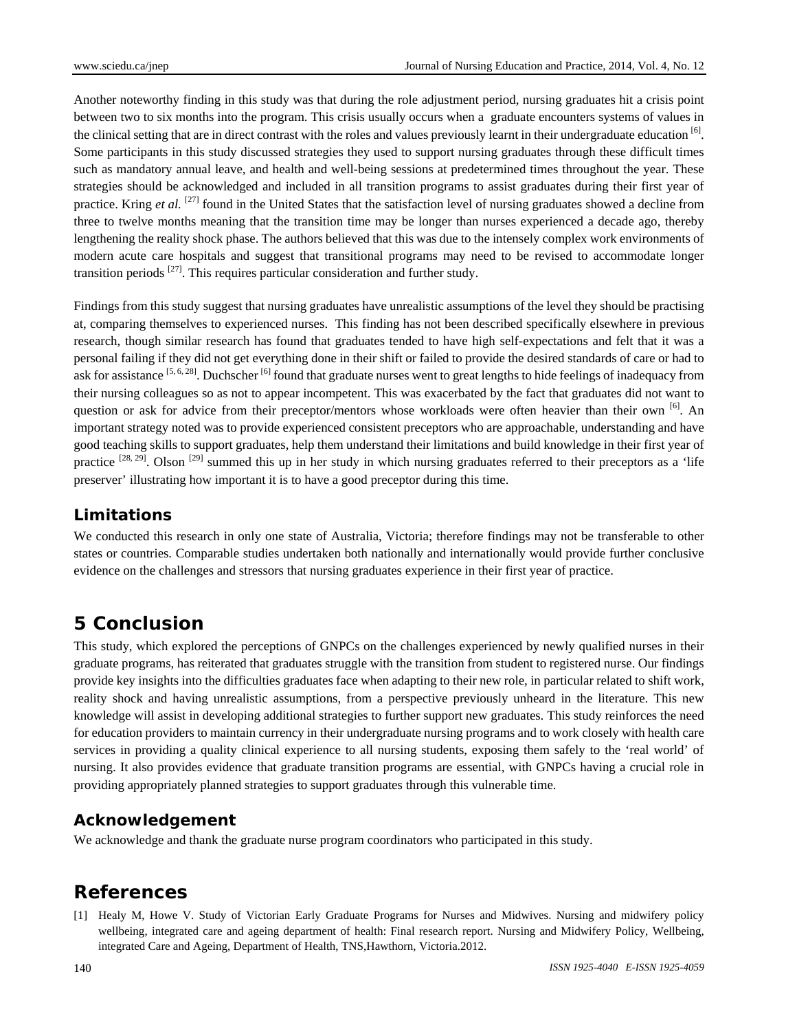Another noteworthy finding in this study was that during the role adjustment period, nursing graduates hit a crisis point between two to six months into the program. This crisis usually occurs when a graduate encounters systems of values in the clinical setting that are in direct contrast with the roles and values previously learnt in their undergraduate education [6]. Some participants in this study discussed strategies they used to support nursing graduates through these difficult times such as mandatory annual leave, and health and well-being sessions at predetermined times throughout the year. These strategies should be acknowledged and included in all transition programs to assist graduates during their first year of practice. Kring *et al.* [27] found in the United States that the satisfaction level of nursing graduates showed a decline from three to twelve months meaning that the transition time may be longer than nurses experienced a decade ago, thereby lengthening the reality shock phase. The authors believed that this was due to the intensely complex work environments of modern acute care hospitals and suggest that transitional programs may need to be revised to accommodate longer transition periods [27]. This requires particular consideration and further study.

Findings from this study suggest that nursing graduates have unrealistic assumptions of the level they should be practising at, comparing themselves to experienced nurses. This finding has not been described specifically elsewhere in previous research, though similar research has found that graduates tended to have high self-expectations and felt that it was a personal failing if they did not get everything done in their shift or failed to provide the desired standards of care or had to ask for assistance [5, 6, 28]. Duchscher [6] found that graduate nurses went to great lengths to hide feelings of inadequacy from their nursing colleagues so as not to appear incompetent. This was exacerbated by the fact that graduates did not want to question or ask for advice from their preceptor/mentors whose workloads were often heavier than their own [6]. An important strategy noted was to provide experienced consistent preceptors who are approachable, understanding and have good teaching skills to support graduates, help them understand their limitations and build knowledge in their first year of practice [28, 29]. Olson [29] summed this up in her study in which nursing graduates referred to their preceptors as a 'life preserver' illustrating how important it is to have a good preceptor during this time.

### Limitations

We conducted this research in only one state of Australia, Victoria; therefore findings may not be transferable to other states or countries. Comparable studies undertaken both nationally and internationally would provide further conclusive evidence on the challenges and stressors that nursing graduates experience in their first year of practice.

## 5 Conclusion

This study, which explored the perceptions of GNPCs on the challenges experienced by newly qualified nurses in their graduate programs, has reiterated that graduates struggle with the transition from student to registered nurse. Our findings provide key insights into the difficulties graduates face when adapting to their new role, in particular related to shift work, reality shock and having unrealistic assumptions, from a perspective previously unheard in the literature. This new knowledge will assist in developing additional strategies to further support new graduates. This study reinforces the need for education providers to maintain currency in their undergraduate nursing programs and to work closely with health care services in providing a quality clinical experience to all nursing students, exposing them safely to the 'real world' of nursing. It also provides evidence that graduate transition programs are essential, with GNPCs having a crucial role in providing appropriately planned strategies to support graduates through this vulnerable time.

### Acknowledgement

We acknowledge and thank the graduate nurse program coordinators who participated in this study.

## References

[1] Healy M, Howe V. Study of Victorian Early Graduate Programs for Nurses and Midwives. Nursing and midwifery policy wellbeing, integrated care and ageing department of health: Final research report. Nursing and Midwifery Policy, Wellbeing, integrated Care and Ageing, Department of Health, TNS,Hawthorn, Victoria.2012.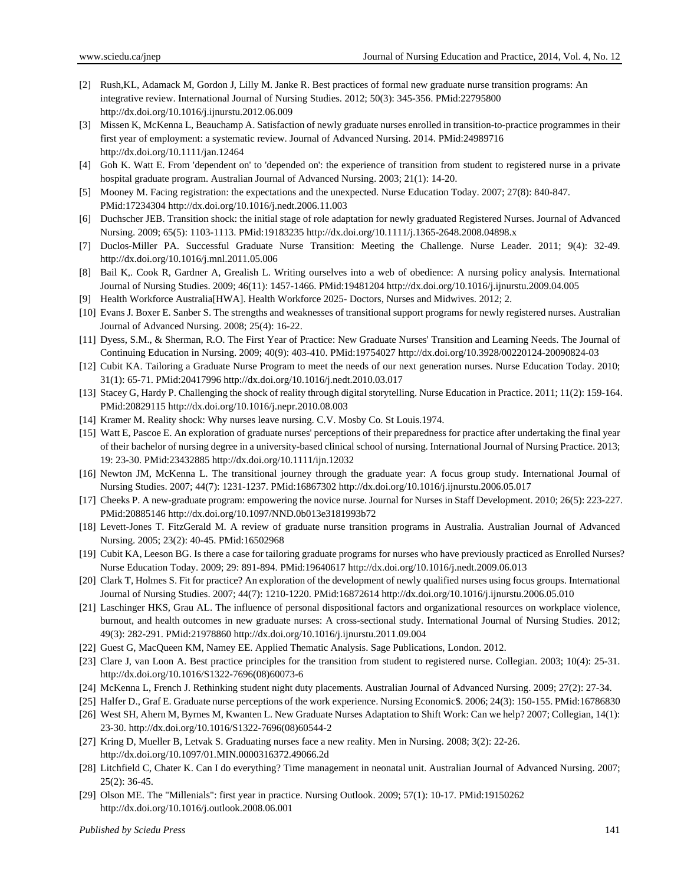[2] Rush,KL, Adamack M, Gordon J, Lilly M. Janke R. Best practices of formal new graduate nurse transition programs: An integrative review. International Journal of Nursing Studies. 2012; 50(3): 345-356. PMid:22795800 http://dx.doi.org/10.1016/j.ijnurstu.2012.06.009

[3] Missen K, McKenna L, Beauchamp A. Satisfaction of newly graduate nurses enrolled in transition-to-practice programmes in their first year of employment: a systematic review. Journal of Advanced Nursing. 2014. PMid:24989716 http://dx.doi.org/10.1111/jan.12464

[4] Goh K. Watt E. From 'dependent on' to 'depended on': the experience of transition from student to registered nurse in a private hospital graduate program. Australian Journal of Advanced Nursing. 2003; 21(1): 14-20.

[5] Mooney M. Facing registration: the expectations and the unexpected. Nurse Education Today. 2007; 27(8): 840-847. PMid:17234304 http://dx.doi.org/10.1016/j.nedt.2006.11.003

[6] Duchscher JEB. Transition shock: the initial stage of role adaptation for newly graduated Registered Nurses. Journal of Advanced Nursing. 2009; 65(5): 1103-1113. PMid:19183235 http://dx.doi.org/10.1111/j.1365-2648.2008.04898.x

[7] Duclos-Miller PA. Successful Graduate Nurse Transition: Meeting the Challenge. Nurse Leader. 2011; 9(4): 32-49. http://dx.doi.org/10.1016/j.mnl.2011.05.006

[8] Bail K,. Cook R, Gardner A, Grealish L. Writing ourselves into a web of obedience: A nursing policy analysis. International Journal of Nursing Studies. 2009; 46(11): 1457-1466. PMid:19481204 http://dx.doi.org/10.1016/j.ijnurstu.2009.04.005

[9] Health Workforce Australia[HWA]. Health Workforce 2025- Doctors, Nurses and Midwives. 2012; 2.

[10] Evans J. Boxer E. Sanber S. The strengths and weaknesses of transitional support programs for newly registered nurses. Australian Journal of Advanced Nursing. 2008; 25(4): 16-22.

[11] Dyess, S.M., & Sherman, R.O. The First Year of Practice: New Graduate Nurses' Transition and Learning Needs. The Journal of Continuing Education in Nursing. 2009; 40(9): 403-410. PMid:19754027 http://dx.doi.org/10.3928/00220124-20090824-03

[12] Cubit KA. Tailoring a Graduate Nurse Program to meet the needs of our next generation nurses. Nurse Education Today. 2010; 31(1): 65-71. PMid:20417996 http://dx.doi.org/10.1016/j.nedt.2010.03.017

[13] Stacey G, Hardy P. Challenging the shock of reality through digital storytelling. Nurse Education in Practice. 2011; 11(2): 159-164. PMid:20829115 http://dx.doi.org/10.1016/j.nepr.2010.08.003

[14] Kramer M. Reality shock: Why nurses leave nursing. C.V. Mosby Co. St Louis.1974.

[15] Watt E, Pascoe E. An exploration of graduate nurses' perceptions of their preparedness for practice after undertaking the final year of their bachelor of nursing degree in a university-based clinical school of nursing. International Journal of Nursing Practice. 2013; 19: 23-30. PMid:23432885 http://dx.doi.org/10.1111/ijn.12032

[16] Newton JM, McKenna L. The transitional journey through the graduate year: A focus group study. International Journal of Nursing Studies. 2007; 44(7): 1231-1237. PMid:16867302 http://dx.doi.org/10.1016/j.ijnurstu.2006.05.017

[17] Cheeks P. A new-graduate program: empowering the novice nurse. Journal for Nurses in Staff Development. 2010; 26(5): 223-227. PMid:20885146 http://dx.doi.org/10.1097/NND.0b013e3181993b72

[18] Levett-Jones T. FitzGerald M. A review of graduate nurse transition programs in Australia. Australian Journal of Advanced Nursing. 2005; 23(2): 40-45. PMid:16502968

[19] Cubit KA, Leeson BG. Is there a case for tailoring graduate programs for nurses who have previously practiced as Enrolled Nurses? Nurse Education Today. 2009; 29: 891-894. PMid:19640617 http://dx.doi.org/10.1016/j.nedt.2009.06.013

[20] Clark T, Holmes S. Fit for practice? An exploration of the development of newly qualified nurses using focus groups. International Journal of Nursing Studies. 2007; 44(7): 1210-1220. PMid:16872614 http://dx.doi.org/10.1016/j.ijnurstu.2006.05.010

[21] Laschinger HKS, Grau AL. The influence of personal dispositional factors and organizational resources on workplace violence, burnout, and health outcomes in new graduate nurses: A cross-sectional study. International Journal of Nursing Studies. 2012; 49(3): 282-291. PMid:21978860 http://dx.doi.org/10.1016/j.ijnurstu.2011.09.004

[22] Guest G, MacQueen KM, Namey EE. Applied Thematic Analysis. Sage Publications, London. 2012.

[23] Clare J, van Loon A. Best practice principles for the transition from student to registered nurse. Collegian. 2003; 10(4): 25-31. http://dx.doi.org/10.1016/S1322-7696(08)60073-6

[24] McKenna L, French J. Rethinking student night duty placements. Australian Journal of Advanced Nursing. 2009; 27(2): 27-34.

[25] Halfer D., Graf E. Graduate nurse perceptions of the work experience. Nursing Economic$. 2006; 24(3): 150-155. PMid:16786830

[26] West SH, Ahern M, Byrnes M, Kwanten L. New Graduate Nurses Adaptation to Shift Work: Can we help? 2007; Collegian, 14(1): 23-30. http://dx.doi.org/10.1016/S1322-7696(08)60544-2

[27] Kring D, Mueller B, Letvak S. Graduating nurses face a new reality. Men in Nursing. 2008; 3(2): 22-26. http://dx.doi.org/10.1097/01.MIN.0000316372.49066.2d

[28] Litchfield C, Chater K. Can I do everything? Time management in neonatal unit. Australian Journal of Advanced Nursing. 2007; 25(2): 36-45.

[29] Olson ME. The "Millenials": first year in practice. Nursing Outlook. 2009; 57(1): 10-17. PMid:19150262 http://dx.doi.org/10.1016/j.outlook.2008.06.001